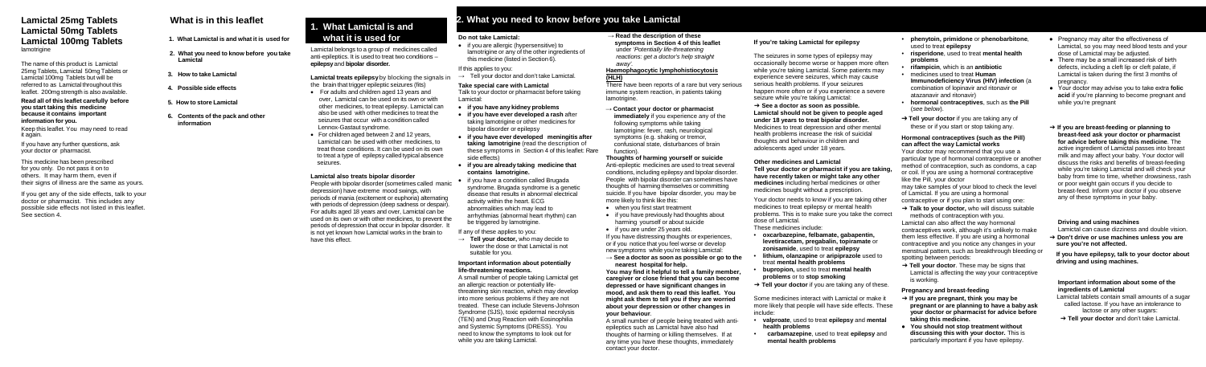# Lamictal 25mg Tablets
# Lamictal 50mg Tablets
# Lamictal 100mg Tablets

lamotrigine

The name of this product is Lamictal 25mg Tablets, Lamictal 50mg Tablets or Lamictal 100mg Tablets but will be referred to as Lamictal throughout this leaflet. 200mg strength is also available.

**Read all of this leaflet carefully before you start taking this medicine because it contains important information for you.**

Keep this leaflet. You may need to read it again.

If you have any further questions, ask your doctor or pharmacist.

This medicine has been prescribed for you only. Do not pass it on to others. It may harm them, even if their signs of illness are the same as yours.

If you get any of the side effects, talk to your doctor or pharmacist. This includes any possible side effects not listed in this leaflet. See section 4.

## What is in this leaflet

1. **What Lamictal is and what it is used for**
2. **What you need to know before you take Lamictal**
3. **How to take Lamictal**
4. **Possible side effects**
5. **How to store Lamictal**
6. **Contents of the pack and other information**

## 1. What Lamictal is and what it is used for

Lamictal belongs to a group of medicines called anti-epileptics. It is used to treat two conditions – **epilepsy** and **bipolar disorder.**

**Lamictal treats epilepsy** by blocking the signals in the brain that trigger epileptic seizures (fits)

- For adults and children aged 13 years and over, Lamictal can be used on its own or with other medicines, to treat epilepsy. Lamictal can also be used with other medicines to treat the seizures that occur with a condition called Lennox-Gastaut syndrome.
- For children aged between 2 and 12 years, Lamictal can be used with other medicines, to treat those conditions. It can be used on its own to treat a type of epilepsy called typical absence seizures.

**Lamictal also treats bipolar disorder**

People with bipolar disorder (sometimes called manic depression) have extreme mood swings, with periods of mania (excitement or euphoria) alternating with periods of depression (deep sadness or despair). For adults aged 18 years and over, Lamictal can be used on its own or with other medicines, to prevent the periods of depression that occur in bipolar disorder. It is not yet known how Lamictal works in the brain to have this effect.

## 2. What you need to know before you take Lamictal

**Do not take Lamictal:**

- if you are allergic (hypersensitive) to lamotrigine or any of the other ingredients of this medicine (listed in Section 6).

If this applies to you:

→ Tell your doctor and don't take Lamictal.

**Take special care with Lamictal**

Talk to your doctor or pharmacist before taking Lamictal:

- **if you have any kidney problems**
- **if you have ever developed a rash** after taking lamotrigine or other medicines for bipolar disorder or epilepsy
- **if you have ever developed meningitis after taking lamotrigine** (read the description of these symptoms in Section 4 of this leaflet: Rare side effects)
- **if you are already taking medicine that contains lamotrigine.**
- if you have a condition called Brugada syndrome. Brugada syndrome is a genetic disease that results in abnormal electrical activity within the heart. ECG abnormalities which may lead to arrhythmias (abnormal heart rhythm) can be triggered by lamotrigine.

If any of these applies to you:

→ **Tell your doctor,** who may decide to lower the dose or that Lamictal is not suitable for you.

**Important information about potentially life-threatening reactions.**

A small number of people taking Lamictal get an allergic reaction or potentially life-threatening skin reaction, which may develop into more serious problems if they are not treated. These can include Stevens-Johnson Syndrome (SJS), toxic epidermal necrolysis (TEN) and Drug Reaction with Eosinophilia and Systemic Symptoms (DRESS). You need to know the symptoms to look out for while you are taking Lamictal.

→ **Read the description of these symptoms in Section 4 of this leaflet** under *'Potentially life-threatening reactions: get a doctor's help straight away'.*

**Haemophagocytic lymphohistiocytosis (HLH)**

There have been reports of a rare but very serious immune system reaction, in patients taking lamotrigine.

→ **Contact your doctor or pharmacist immediately** if you experience any of the following symptoms while taking lamotrigine: fever, rash, neurological symptoms (e.g. shaking or tremor, confusional state, disturbances of brain function).

**Thoughts of harming yourself or suicide**

Anti-epileptic medicines are used to treat several conditions, including epilepsy and bipolar disorder. People with bipolar disorder can sometimes have thoughts of harming themselves or committing suicide. If you have bipolar disorder, you may be more likely to think like this:

- when you first start treatment
- if you have previously had thoughts about harming yourself or about suicide
- if you are under 25 years old.

If you have distressing thoughts or experiences, or if you notice that you feel worse or develop new symptoms while you're taking Lamictal:

→ **See a doctor as soon as possible or go to the nearest hospital for help.**

**You may find it helpful to tell a family member, caregiver or close friend that you can become depressed or have significant changes in mood, and ask them to read this leaflet. You might ask them to tell you if they are worried about your depression or other changes in your behaviour.**

A small number of people being treated with anti-epileptics such as Lamictal have also had thoughts of harming or killing themselves. If at any time you have these thoughts, immediately contact your doctor.

**If you're taking Lamictal for epilepsy**

The seizures in some types of epilepsy may occasionally become worse or happen more often while you're taking Lamictal. Some patients may experience severe seizures, which may cause serious health problems. If your seizures happen more often or if you experience a severe seizure while you're taking Lamictal:

→ **See a doctor as soon as possible.**

**Lamictal should not be given to people aged under 18 years to treat bipolar disorder.** Medicines to treat depression and other mental health problems increase the risk of suicidal thoughts and behaviour in children and adolescents aged under 18 years.

**Other medicines and Lamictal**

**Tell your doctor or pharmacist if you are taking, have recently taken or might take any other medicines** including herbal medicines or other medicines bought without a prescription.

Your doctor needs to know if you are taking other medicines to treat epilepsy or mental health problems. This is to make sure you take the correct dose of Lamictal.

These medicines include:

- **oxcarbazepine, felbamate, gabapentin, levetiracetam, pregabalin, topiramate** or **zonisamide**, used to treat **epilepsy**
- **lithium, olanzapine** or **aripiprazole** used to treat **mental health problems**
- **bupropion,** used to treat **mental health problems** or to **stop smoking**

→ **Tell your doctor** if you are taking any of these.

Some medicines interact with Lamictal or make it more likely that people will have side effects. These include:

- **valproate**, used to treat **epilepsy** and **mental health problems**
- **carbamazepine**, used to treat **epilepsy** and **mental health problems**
- **phenytoin, primidone** or **phenobarbitone**, used to treat **epilepsy**
- **risperidone**, used to treat **mental health problems**
- **rifampicin**, which is an **antibiotic**
- medicines used to treat **Human Immunodeficiency Virus (HIV) infection** (a combination of lopinavir and ritonavir or atazanavir and ritonavir)
- **hormonal contraceptives**, such as **the Pill** (*see below*).

→ **Tell your doctor** if you are taking any of these or if you start or stop taking any.

**Hormonal contraceptives (such as the Pill) can affect the way Lamictal works**

Your doctor may recommend that you use a particular type of hormonal contraceptive or another method of contraception, such as condoms, a cap or coil. If you are using a hormonal contraceptive like the Pill, your doctor may take samples of your blood to check the level of Lamictal. If you are using a hormonal contraceptive or if you plan to start using one:

→ **Talk to your doctor,** who will discuss suitable methods of contraception with you.

Lamictal can also affect the way hormonal contraceptives work, although it's unlikely to make them less effective. If you are using a hormonal contraceptive and you notice any changes in your menstrual pattern, such as breakthrough bleeding or spotting between periods:

→ **Tell your doctor**. These may be signs that Lamictal is affecting the way your contraceptive is working.

**Pregnancy and breast-feeding**

→ **If you are pregnant, think you may be pregnant or are planning to have a baby ask your doctor or pharmacist for advice before taking this medicine.**

- **You should not stop treatment without discussing this with your doctor.** This is particularly important if you have epilepsy.
- Pregnancy may alter the effectiveness of Lamictal, so you may need blood tests and your dose of Lamictal may be adjusted.
- There may be a small increased risk of birth defects, including a cleft lip or cleft palate, if Lamictal is taken during the first 3 months of pregnancy.
- Your doctor may advise you to take extra **folic acid** if you're planning to become pregnant and while you're pregnant

→ **If you are breast-feeding or planning to breast-feed ask your doctor or pharmacist for advice before taking this medicine**. The active ingredient of Lamictal passes into breast milk and may affect your baby. Your doctor will discuss the risks and benefits of breast-feeding while you're taking Lamictal and will check your baby from time to time, whether drowsiness, rash or poor weight gain occurs if you decide to breast-feed. Inform your doctor if you observe any of these symptoms in your baby.

**Driving and using machines**

Lamictal can cause dizziness and double vision.

→ **Don't drive or use machines unless you are sure you're not affected.**

**If you have epilepsy, talk to your doctor about driving and using machines.**

**Important information about some of the ingredients of Lamictal**

Lamictal tablets contain small amounts of a sugar called lactose. If you have an intolerance to lactose or any other sugars:

→ **Tell your doctor** and don't take Lamictal.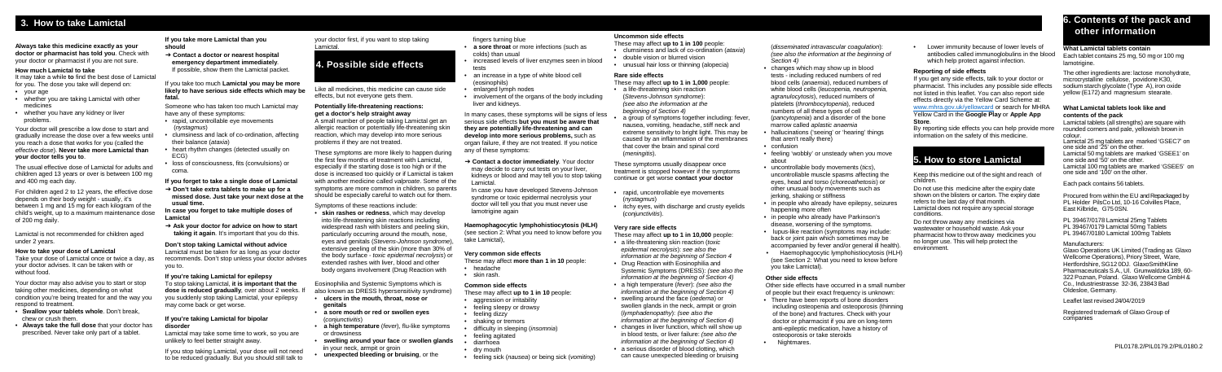## 3. How to take Lamictal

**Always take this medicine exactly as your doctor or pharmacist has told you**. Check with your doctor or pharmacist if you are not sure.

**How much Lamictal to take**

It may take a while **to** find the best dose of Lamictal for you. The dose you take will depend on:

- your age
- whether you are taking Lamictal with other medicines
- whether you have any kidney or liver problems.

Your doctor will prescribe a low dose to start and gradually increase the dose over a few weeks until you reach a dose that works for you (called the *effective dose*). **Never take more Lamictal than your doctor tells you to**.

The usual effective dose of Lamictal for adults and children aged 13 years or over is between 100 mg and 400 mg each day.

For children aged 2 to 12 years, the effective dose depends on their body weight - usually, it's between 1 mg and 15 mg for each kilogram of the child's weight, up to a maximum maintenance dose of 200 mg daily.

Lamictal is not recommended for children aged under 2 years.

**How to take your dose of Lamictal**

Take your dose of Lamictal once or twice a day, as your doctor advises. It can be taken with or without food.

Your doctor may also advise you to start or stop taking other medicines, depending on what condition you're being treated for and the way you respond to treatment.

- **Swallow your tablets whole**. Don't break, chew or crush them.
- **Always take the full dose** that your doctor has prescribed. Never take only part of a tablet.

**If you take more Lamictal than you should**

→ **Contact a doctor or nearest hospital emergency department immediately**. If possible, show them the Lamictal packet.

If you take too much **Lamictal you may be more likely to have serious side effects which may be fatal.**

Someone who has taken too much Lamictal may have any of these symptoms:

- rapid, uncontrollable eye movements (*nystagmus*)
- clumsiness and lack of co-ordination, affecting their balance (*ataxia*)
- heart rhythm changes (detected usually on ECG)
- loss of consciousness, fits (convulsions) or coma.

**If you forget to take a single dose of Lamictal**

→ **Don't take extra tablets to make up for a missed dose. Just take your next dose at the usual time.**

**In case you forget to take multiple doses of Lamictal**

→ **Ask your doctor for advice on how to start taking it again**. It's important that you do this.

**Don't stop taking Lamictal without advice**

Lamictal must be taken for as long as your doctor recommends. Don't stop unless your doctor advises you to.

**If you're taking Lamictal for epilepsy**

To stop taking Lamictal, **it is important that the dose is reduced gradually**, over about 2 weeks. If you suddenly stop taking Lamictal, your epilepsy may come back or get worse.

**If you're taking Lamictal for bipolar disorder**

Lamictal may take some time to work, so you are unlikely to feel better straight away.

If you stop taking Lamictal, your dose will not need to be reduced gradually. But you should still talk to your doctor first, if you want to stop taking Lamictal.

## 4. Possible side effects

Like all medicines, this medicine can cause side effects, but not everyone gets them.

**Potentially life-threatening reactions: get a doctor's help straight away**

A small number of people taking Lamictal get an allergic reaction or potentially life-threatening skin reaction, which may develop into more serious problems if they are not treated.

These symptoms are more likely to happen during the first few months of treatment with Lamictal, especially if the starting dose is too high or if the dose is increased too quickly or if Lamictal is taken with another medicine called valproate. Some of the symptoms are more common in children, so parents should be especially careful to watch out for them.

Symptoms of these reactions include:

- **skin rashes or redness**, which may develop into life-threatening skin reactions including widespread rash with blisters and peeling skin, particularly occurring around the mouth, nose, eyes and genitals (*Stevens-Johnson syndrome*), extensive peeling of the skin (more than 30% of the body surface - *toxic epidermal necrolysis*) or extended rashes with liver, blood and other body organs involvement (Drug Reaction with

Eosinophilia and Systemic Symptoms which is also known as DRESS hypersensitivity syndrome)

- **ulcers in the mouth, throat, nose or genitals**
- **a sore mouth or red or swollen eyes** (*conjunctivitis*)
- **a high temperature** (*fever*), flu-like symptoms or drowsiness
- **swelling around your face** or **swollen glands** in your neck, armpit or groin
- **unexpected bleeding or bruising**, or the fingers turning blue
- **a sore throat** or more infections (such as colds) than usual
- increased levels of liver enzymes seen in blood tests
- an increase in a type of white blood cell (eosinophils)
- enlarged lymph nodes
- involvement of the organs of the body including liver and kidneys.

In many cases, these symptoms will be signs of less serious side effects **but you must be aware that they are potentially life-threatening and can develop into more serious problems,** such as organ failure, if they are not treated. If you notice any of these symptoms:

→ **Contact a doctor immediately**. Your doctor may decide to carry out tests on your liver, kidneys or blood and may tell you to stop taking Lamictal.
In case you have developed Stevens-Johnson syndrome or toxic epidermal necrolysis your doctor will tell you that you must never use lamotrigine again

**Haemophagocytic lymphohistiocytosis (HLH)**
(see section 2: What you need to know before you take Lamictal),

**Very common side effects**
These may affect **more than 1 in 10** people:

- headache
- skin rash.

**Common side effects**
These may affect **up to 1 in 10** people:

- aggression or irritability
- feeling sleepy or drowsy
- feeling dizzy
- shaking or tremors
- difficulty in sleeping (*insomnia*)
- feeling agitated
- diarrhoea
- dry mouth
- feeling sick (*nausea*) or being sick (*vomiting*)

**Uncommon side effects**
These may affect **up to 1 in 100** people:

- clumsiness and lack of co-ordination (*ataxia*)
- double vision or blurred vision
- unusual hair loss or thinning (*alopecia*)

**Rare side effects**
These may affect **up to 1 in 1,000** people:

- a life-threatening skin reaction (*Stevens-Johnson syndrome*): (*see also the information at the beginning of Section 4*)
- a group of symptoms together including: fever, nausea, vomiting, headache, stiff neck and extreme sensitivity to bright light. This may be caused by an inflammation of the membranes that cover the brain and spinal cord (*meningitis*).

These symptoms usually disappear once treatment is stopped however if the symptoms continue or get worse **contact your doctor**

- rapid, uncontrollable eye movements (*nystagmus*)
- itchy eyes, with discharge and crusty eyelids (*conjunctivitis*).

**Very rare side effects**
These may affect **up to 1 in 10,000** people:

- a life-threatening skin reaction (*toxic epidermal necrolysis*): *see also the information at the beginning of Section 4*
- Drug Reaction with Eosinophilia and Systemic Symptoms (DRESS): *(see also the information at the beginning of Section 4)*
- a high temperature (*fever*): *(see also the information at the beginning of Section 4)*
- swelling around the face (*oedema*) or swollen glands in the neck, armpit or groin (*lymphadenopathy*): *(see also the information at the beginning of Section 4)*
- changes in liver function, which will show up in blood tests, or liver failure: *(see also the information at the beginning of Section 4)*
- a serious disorder of blood clotting, which can cause unexpected bleeding or bruising (*disseminated intravascular coagulation*): *(see also the information at the beginning of Section 4)*
- changes which may show up in blood tests - including reduced numbers of red blood cells (*anaemia*), reduced numbers of white blood cells (*leucopenia, neutropenia, agranulocytosis*), reduced numbers of platelets (*thrombocytopenia*), reduced numbers of all these types of cell (*pancytopenia*) and a disorder of the bone marrow called *aplastic anaemia*
- hallucinations ('seeing' or 'hearing' things that aren't really there)
- confusion
- feeling 'wobbly' or unsteady when you move about
- uncontrollable body movements (*tics*), uncontrollable muscle spasms affecting the eyes, head and torso (*choreoathetosis*) or other unusual body movements such as jerking, shaking or stiffness
- in people who already have epilepsy, seizures happening more often
- in people who already have Parkinson's disease, worsening of the symptoms.
- lupus-like reaction (symptoms may include: back or joint pain which sometimes may be accompanied by fever and/or general ill health).
- Haemophagocytic lymphohistiocytosis (HLH) (see Section 2: What you need to know before you take Lamictal).

**Other side effects**
Other side effects have occurred in a small number of people but their exact frequency is unknown:

- There have been reports of bone disorders including osteopenia and osteoporosis (thinning of the bone) and fractures. Check with your doctor or pharmacist if you are on long-term anti-epileptic medication, have a history of osteoporosis or take steroids
- Nightmares.
- Lower immunity because of lower levels of antibodies called immunoglobulins in the blood which help protect against infection.

**Reporting of side effects**
If you get any side effects, talk to your doctor or pharmacist. This includes any possible side effects not listed in this leaflet. You can also report side effects directly via the Yellow Card Scheme at: www.mhra.gov.uk/yellowcard or search for MHRA Yellow Card in the **Google Play** or **Apple App Store**.
By reporting side effects you can help provide more information on the safety of this medicine.

## 5. How to store Lamictal

Keep this medicine out of the sight and reach of children.

Do not use this medicine after the expiry date shown on the blisters or carton. The expiry date refers to the last day of that month.
Lamictal does not require any special storage conditions.

Do not throw away any medicines via wastewater or household waste. Ask your pharmacist how to throw away medicines you no longer use. This will help protect the environment.

## 6. Contents of the pack and other information

**What Lamictal tablets contain**
Each tablet contains 25 mg, 50 mg or 100 mg lamotrigine.

The other ingredients are: lactose monohydrate, microcrystalline cellulose, povidone K30, sodium starch glycolate (Type A), iron oxide yellow (E172) and magnesium stearate.

**What Lamictal tablets look like and contents of the pack**
Lamictal tablets (all strengths) are square with rounded corners and pale, yellowish brown in colour.
Lamictal 25 mg tablets are marked 'GSEC7' on one side and '25' on the other.
Lamictal 50 mg tablets are marked 'GSEE1' on one side and '50' on the other.
Lamictal 100 mg tablets are marked 'GSEE5' on one side and '100' on the other.

Each pack contains 56 tablets.

Procured from within the EU and Repackaged by PL Holder: PilsCo Ltd, 10-16 Colvilles Place, East Kilbride, G75 0SN.

PL 39467/0178 Lamictal 25mg Tablets
PL 39467/0179 Lamictal 50mg Tablets
PL 39467/0180 Lamictal 100mg Tablets

Manufacturers:
Glaxo Operations UK Limited (Trading as Glaxo Wellcome Operations), Priory Street, Ware, Hertfordshire, SG12 0DJ. GlaxoSmithKline Pharmaceuticals S.A., Ul. Grunwaldzka 189, 60-322 Poznan, Poland. Glaxo Wellcome GmbH & Co., Industriestrasse 32-36, 23843 Bad Oldesloe, Germany.

Leaflet last revised 24/04/2019

Registered trademark of Glaxo Group of companies

PIL0178.2/PIL0179.2/PIL0180.2